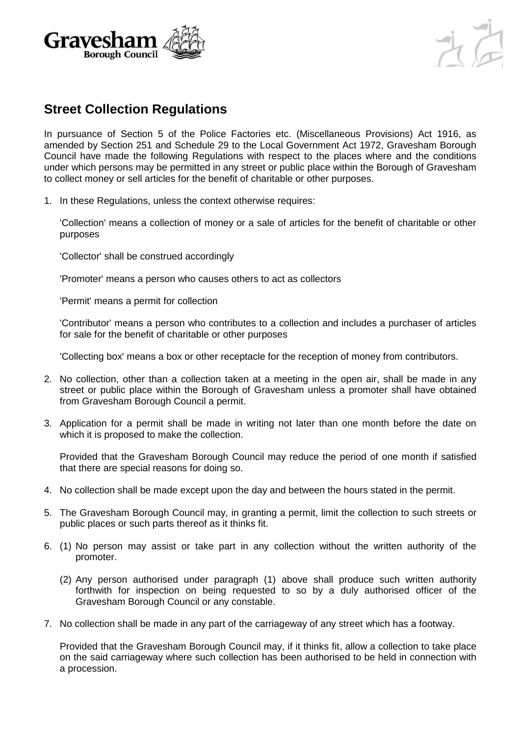Gravesham Borough Council

# Street Collection Regulations

In pursuance of Section 5 of the Police Factories etc. (Miscellaneous Provisions) Act 1916, as amended by Section 251 and Schedule 29 to the Local Government Act 1972, Gravesham Borough Council have made the following Regulations with respect to the places where and the conditions under which persons may be permitted in any street or public place within the Borough of Gravesham to collect money or sell articles for the benefit of charitable or other purposes.

1. In these Regulations, unless the context otherwise requires:

   'Collection' means a collection of money or a sale of articles for the benefit of charitable or other purposes

   'Collector' shall be construed accordingly

   'Promoter' means a person who causes others to act as collectors

   'Permit' means a permit for collection

   'Contributor' means a person who contributes to a collection and includes a purchaser of articles for sale for the benefit of charitable or other purposes

   'Collecting box' means a box or other receptacle for the reception of money from contributors.

2. No collection, other than a collection taken at a meeting in the open air, shall be made in any street or public place within the Borough of Gravesham unless a promoter shall have obtained from Gravesham Borough Council a permit.

3. Application for a permit shall be made in writing not later than one month before the date on which it is proposed to make the collection.

   Provided that the Gravesham Borough Council may reduce the period of one month if satisfied that there are special reasons for doing so.

4. No collection shall be made except upon the day and between the hours stated in the permit.

5. The Gravesham Borough Council may, in granting a permit, limit the collection to such streets or public places or such parts thereof as it thinks fit.

6. (1) No person may assist or take part in any collection without the written authority of the promoter.

   (2) Any person authorised under paragraph (1) above shall produce such written authority forthwith for inspection on being requested to so by a duly authorised officer of the Gravesham Borough Council or any constable.

7. No collection shall be made in any part of the carriageway of any street which has a footway.

   Provided that the Gravesham Borough Council may, if it thinks fit, allow a collection to take place on the said carriageway where such collection has been authorised to be held in connection with a procession.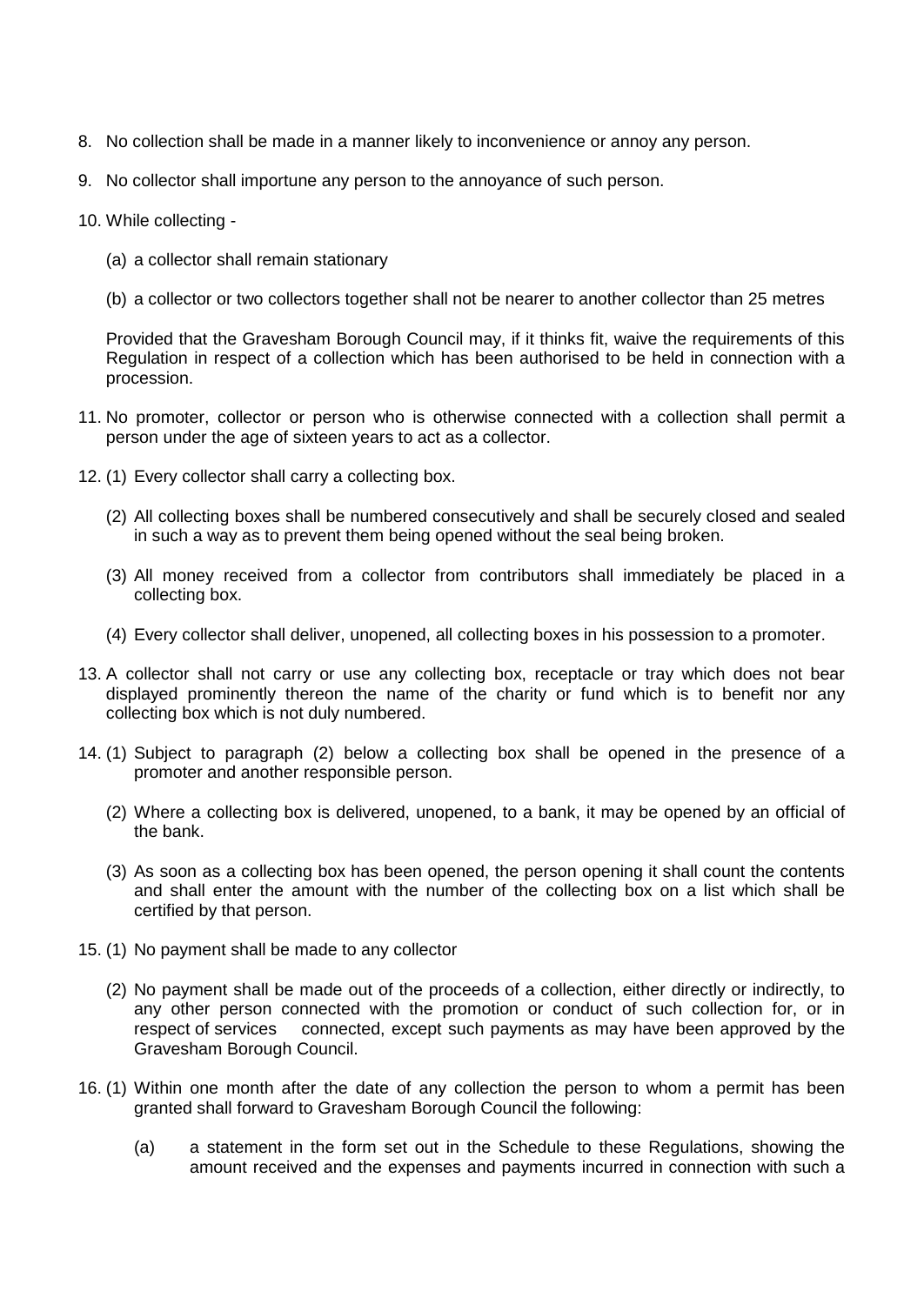8. No collection shall be made in a manner likely to inconvenience or annoy any person.

9. No collector shall importune any person to the annoyance of such person.

10. While collecting -

    (a) a collector shall remain stationary

    (b) a collector or two collectors together shall not be nearer to another collector than 25 metres

    Provided that the Gravesham Borough Council may, if it thinks fit, waive the requirements of this Regulation in respect of a collection which has been authorised to be held in connection with a procession.

11. No promoter, collector or person who is otherwise connected with a collection shall permit a person under the age of sixteen years to act as a collector.

12. (1) Every collector shall carry a collecting box.

    (2) All collecting boxes shall be numbered consecutively and shall be securely closed and sealed in such a way as to prevent them being opened without the seal being broken.

    (3) All money received from a collector from contributors shall immediately be placed in a collecting box.

    (4) Every collector shall deliver, unopened, all collecting boxes in his possession to a promoter.

13. A collector shall not carry or use any collecting box, receptacle or tray which does not bear displayed prominently thereon the name of the charity or fund which is to benefit nor any collecting box which is not duly numbered.

14. (1) Subject to paragraph (2) below a collecting box shall be opened in the presence of a promoter and another responsible person.

    (2) Where a collecting box is delivered, unopened, to a bank, it may be opened by an official of the bank.

    (3) As soon as a collecting box has been opened, the person opening it shall count the contents and shall enter the amount with the number of the collecting box on a list which shall be certified by that person.

15. (1) No payment shall be made to any collector

    (2) No payment shall be made out of the proceeds of a collection, either directly or indirectly, to any other person connected with the promotion or conduct of such collection for, or in respect of services connected, except such payments as may have been approved by the Gravesham Borough Council.

16. (1) Within one month after the date of any collection the person to whom a permit has been granted shall forward to Gravesham Borough Council the following:

    (a) a statement in the form set out in the Schedule to these Regulations, showing the amount received and the expenses and payments incurred in connection with such a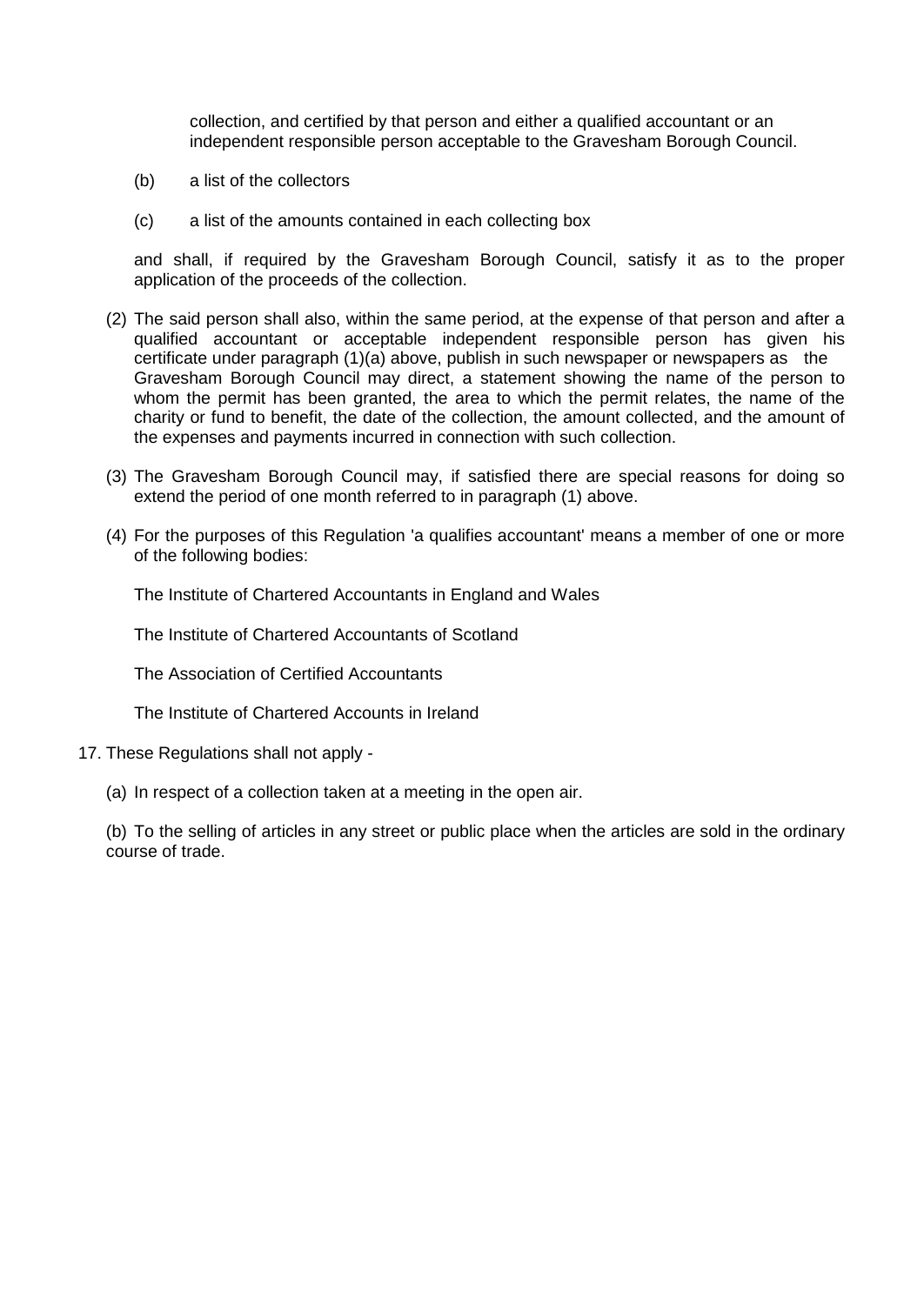collection, and certified by that person and either a qualified accountant or an independent responsible person acceptable to the Gravesham Borough Council.

(b) a list of the collectors

(c) a list of the amounts contained in each collecting box

and shall, if required by the Gravesham Borough Council, satisfy it as to the proper application of the proceeds of the collection.

(2) The said person shall also, within the same period, at the expense of that person and after a qualified accountant or acceptable independent responsible person has given his certificate under paragraph (1)(a) above, publish in such newspaper or newspapers as the Gravesham Borough Council may direct, a statement showing the name of the person to whom the permit has been granted, the area to which the permit relates, the name of the charity or fund to benefit, the date of the collection, the amount collected, and the amount of the expenses and payments incurred in connection with such collection.

(3) The Gravesham Borough Council may, if satisfied there are special reasons for doing so extend the period of one month referred to in paragraph (1) above.

(4) For the purposes of this Regulation 'a qualifies accountant' means a member of one or more of the following bodies:

The Institute of Chartered Accountants in England and Wales

The Institute of Chartered Accountants of Scotland

The Association of Certified Accountants

The Institute of Chartered Accounts in Ireland

17. These Regulations shall not apply -

(a) In respect of a collection taken at a meeting in the open air.

(b) To the selling of articles in any street or public place when the articles are sold in the ordinary course of trade.